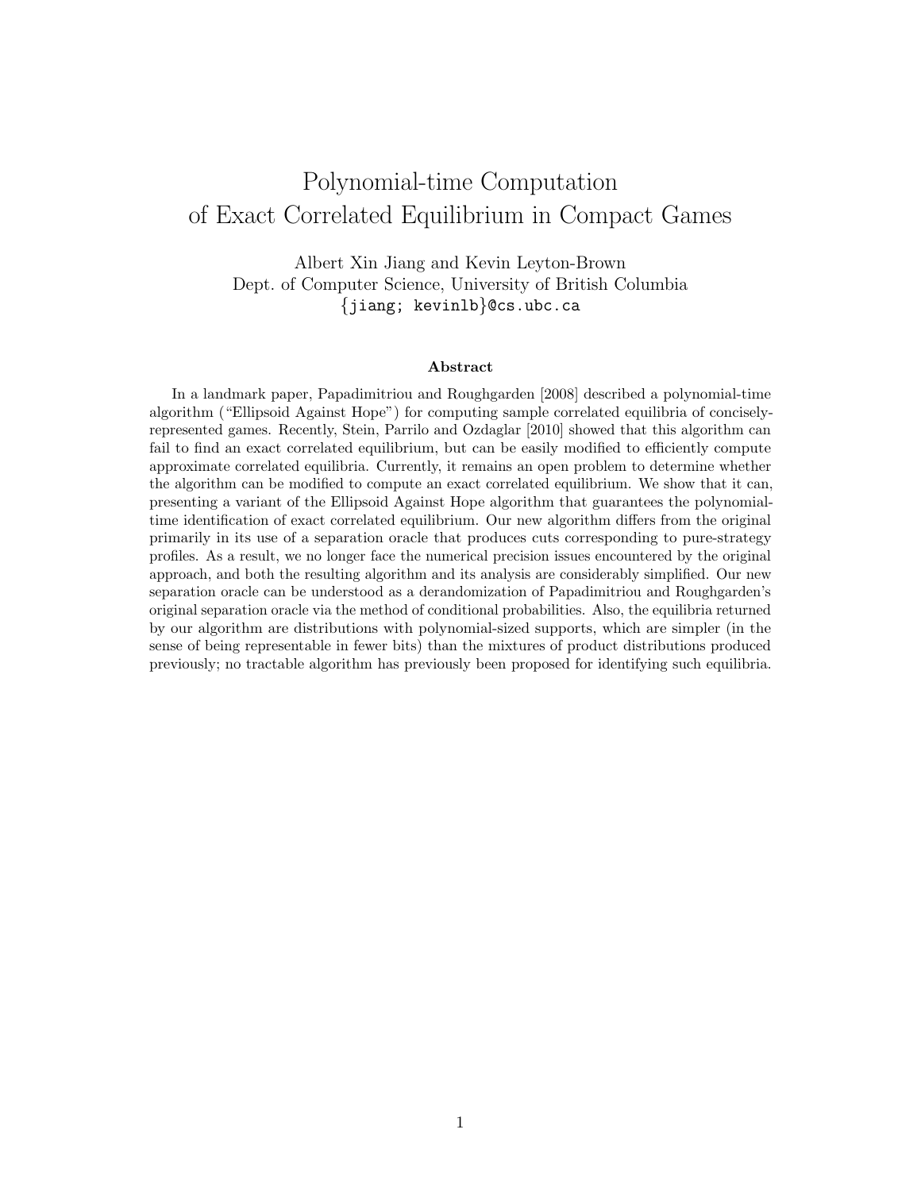# Polynomial-time Computation of Exact Correlated Equilibrium in Compact Games

Albert Xin Jiang and Kevin Leyton-Brown
Dept. of Computer Science, University of British Columbia
{jiang; kevinlb}@cs.ubc.ca

### Abstract

In a landmark paper, Papadimitriou and Roughgarden [2008] described a polynomial-time algorithm ("Ellipsoid Against Hope") for computing sample correlated equilibria of concisely-represented games. Recently, Stein, Parrilo and Ozdaglar [2010] showed that this algorithm can fail to find an exact correlated equilibrium, but can be easily modified to efficiently compute approximate correlated equilibria. Currently, it remains an open problem to determine whether the algorithm can be modified to compute an exact correlated equilibrium. We show that it can, presenting a variant of the Ellipsoid Against Hope algorithm that guarantees the polynomial-time identification of exact correlated equilibrium. Our new algorithm differs from the original primarily in its use of a separation oracle that produces cuts corresponding to pure-strategy profiles. As a result, we no longer face the numerical precision issues encountered by the original approach, and both the resulting algorithm and its analysis are considerably simplified. Our new separation oracle can be understood as a derandomization of Papadimitriou and Roughgarden's original separation oracle via the method of conditional probabilities. Also, the equilibria returned by our algorithm are distributions with polynomial-sized supports, which are simpler (in the sense of being representable in fewer bits) than the mixtures of product distributions produced previously; no tractable algorithm has previously been proposed for identifying such equilibria.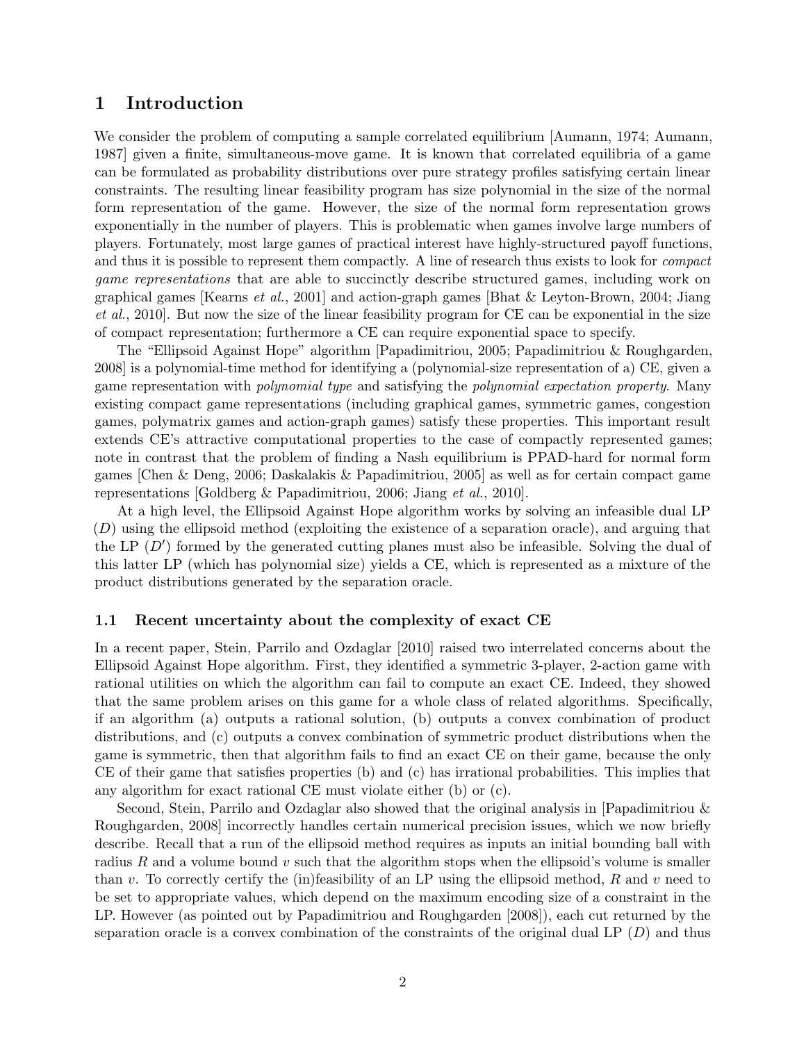# 1 Introduction

We consider the problem of computing a sample correlated equilibrium [Aumann, 1974; Aumann, 1987] given a finite, simultaneous-move game. It is known that correlated equilibria of a game can be formulated as probability distributions over pure strategy profiles satisfying certain linear constraints. The resulting linear feasibility program has size polynomial in the size of the normal form representation of the game. However, the size of the normal form representation grows exponentially in the number of players. This is problematic when games involve large numbers of players. Fortunately, most large games of practical interest have highly-structured payoff functions, and thus it is possible to represent them compactly. A line of research thus exists to look for *compact game representations* that are able to succinctly describe structured games, including work on graphical games [Kearns *et al.*, 2001] and action-graph games [Bhat & Leyton-Brown, 2004; Jiang *et al.*, 2010]. But now the size of the linear feasibility program for CE can be exponential in the size of compact representation; furthermore a CE can require exponential space to specify.

The "Ellipsoid Against Hope" algorithm [Papadimitriou, 2005; Papadimitriou & Roughgarden, 2008] is a polynomial-time method for identifying a (polynomial-size representation of a) CE, given a game representation with *polynomial type* and satisfying the *polynomial expectation property*. Many existing compact game representations (including graphical games, symmetric games, congestion games, polymatrix games and action-graph games) satisfy these properties. This important result extends CE's attractive computational properties to the case of compactly represented games; note in contrast that the problem of finding a Nash equilibrium is PPAD-hard for normal form games [Chen & Deng, 2006; Daskalakis & Papadimitriou, 2005] as well as for certain compact game representations [Goldberg & Papadimitriou, 2006; Jiang *et al.*, 2010].

At a high level, the Ellipsoid Against Hope algorithm works by solving an infeasible dual LP $(D)$ using the ellipsoid method (exploiting the existence of a separation oracle), and arguing that the LP $(D')$ formed by the generated cutting planes must also be infeasible. Solving the dual of this latter LP (which has polynomial size) yields a CE, which is represented as a mixture of the product distributions generated by the separation oracle.

## 1.1 Recent uncertainty about the complexity of exact CE

In a recent paper, Stein, Parrilo and Ozdaglar [2010] raised two interrelated concerns about the Ellipsoid Against Hope algorithm. First, they identified a symmetric 3-player, 2-action game with rational utilities on which the algorithm can fail to compute an exact CE. Indeed, they showed that the same problem arises on this game for a whole class of related algorithms. Specifically, if an algorithm (a) outputs a rational solution, (b) outputs a convex combination of product distributions, and (c) outputs a convex combination of symmetric product distributions when the game is symmetric, then that algorithm fails to find an exact CE on their game, because the only CE of their game that satisfies properties (b) and (c) has irrational probabilities. This implies that any algorithm for exact rational CE must violate either (b) or (c).

Second, Stein, Parrilo and Ozdaglar also showed that the original analysis in [Papadimitriou & Roughgarden, 2008] incorrectly handles certain numerical precision issues, which we now briefly describe. Recall that a run of the ellipsoid method requires as inputs an initial bounding ball with radius $R$ and a volume bound $v$ such that the algorithm stops when the ellipsoid's volume is smaller than $v$. To correctly certify the (in)feasibility of an LP using the ellipsoid method, $R$ and $v$ need to be set to appropriate values, which depend on the maximum encoding size of a constraint in the LP. However (as pointed out by Papadimitriou and Roughgarden [2008]), each cut returned by the separation oracle is a convex combination of the constraints of the original dual LP $(D)$ and thus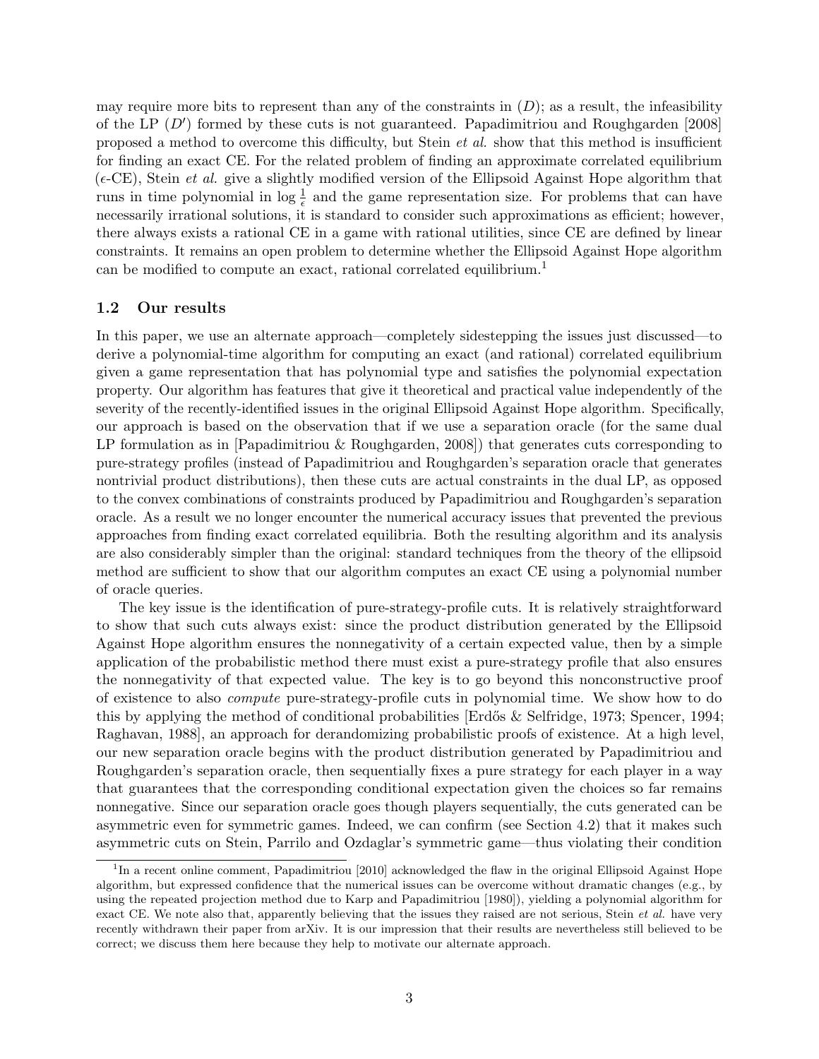may require more bits to represent than any of the constraints in $(D)$; as a result, the infeasibility of the LP $(D')$ formed by these cuts is not guaranteed. Papadimitriou and Roughgarden [2008] proposed a method to overcome this difficulty, but Stein *et al.* show that this method is insufficient for finding an exact CE. For the related problem of finding an approximate correlated equilibrium ($\epsilon$-CE), Stein *et al.* give a slightly modified version of the Ellipsoid Against Hope algorithm that runs in time polynomial in $\log \frac{1}{\epsilon}$ and the game representation size. For problems that can have necessarily irrational solutions, it is standard to consider such approximations as efficient; however, there always exists a rational CE in a game with rational utilities, since CE are defined by linear constraints. It remains an open problem to determine whether the Ellipsoid Against Hope algorithm can be modified to compute an exact, rational correlated equilibrium.[1]

### 1.2 Our results

In this paper, we use an alternate approach—completely sidestepping the issues just discussed—to derive a polynomial-time algorithm for computing an exact (and rational) correlated equilibrium given a game representation that has polynomial type and satisfies the polynomial expectation property. Our algorithm has features that give it theoretical and practical value independently of the severity of the recently-identified issues in the original Ellipsoid Against Hope algorithm. Specifically, our approach is based on the observation that if we use a separation oracle (for the same dual LP formulation as in [Papadimitriou & Roughgarden, 2008]) that generates cuts corresponding to pure-strategy profiles (instead of Papadimitriou and Roughgarden's separation oracle that generates nontrivial product distributions), then these cuts are actual constraints in the dual LP, as opposed to the convex combinations of constraints produced by Papadimitriou and Roughgarden's separation oracle. As a result we no longer encounter the numerical accuracy issues that prevented the previous approaches from finding exact correlated equilibria. Both the resulting algorithm and its analysis are also considerably simpler than the original: standard techniques from the theory of the ellipsoid method are sufficient to show that our algorithm computes an exact CE using a polynomial number of oracle queries.

The key issue is the identification of pure-strategy-profile cuts. It is relatively straightforward to show that such cuts always exist: since the product distribution generated by the Ellipsoid Against Hope algorithm ensures the nonnegativity of a certain expected value, then by a simple application of the probabilistic method there must exist a pure-strategy profile that also ensures the nonnegativity of that expected value. The key is to go beyond this nonconstructive proof of existence to also *compute* pure-strategy-profile cuts in polynomial time. We show how to do this by applying the method of conditional probabilities [Erdős & Selfridge, 1973; Spencer, 1994; Raghavan, 1988], an approach for derandomizing probabilistic proofs of existence. At a high level, our new separation oracle begins with the product distribution generated by Papadimitriou and Roughgarden's separation oracle, then sequentially fixes a pure strategy for each player in a way that guarantees that the corresponding conditional expectation given the choices so far remains nonnegative. Since our separation oracle goes though players sequentially, the cuts generated can be asymmetric even for symmetric games. Indeed, we can confirm (see Section 4.2) that it makes such asymmetric cuts on Stein, Parrilo and Ozdaglar's symmetric game—thus violating their condition

[1] In a recent online comment, Papadimitriou [2010] acknowledged the flaw in the original Ellipsoid Against Hope algorithm, but expressed confidence that the numerical issues can be overcome without dramatic changes (e.g., by using the repeated projection method due to Karp and Papadimitriou [1980]), yielding a polynomial algorithm for exact CE. We note also that, apparently believing that the issues they raised are not serious, Stein *et al.* have very recently withdrawn their paper from arXiv. It is our impression that their results are nevertheless still believed to be correct; we discuss them here because they help to motivate our alternate approach.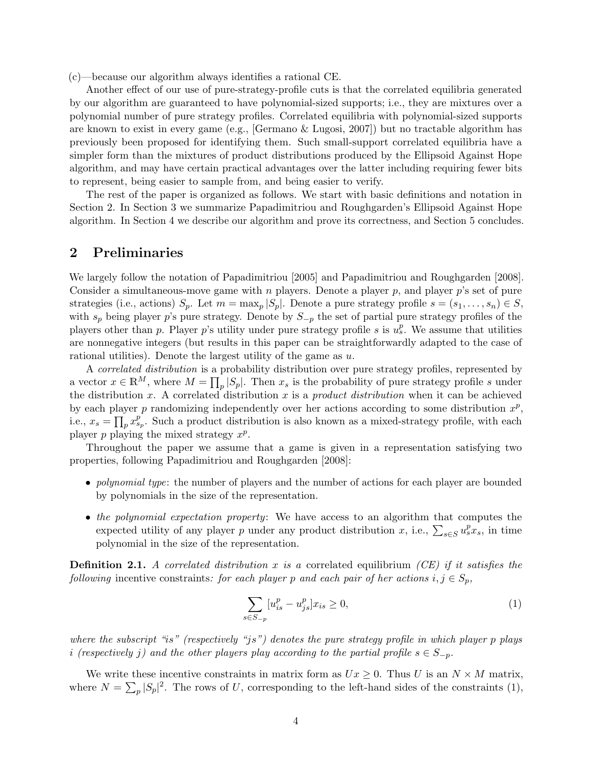(c)—because our algorithm always identifies a rational CE.

Another effect of our use of pure-strategy-profile cuts is that the correlated equilibria generated by our algorithm are guaranteed to have polynomial-sized supports; i.e., they are mixtures over a polynomial number of pure strategy profiles. Correlated equilibria with polynomial-sized supports are known to exist in every game (e.g., [Germano & Lugosi, 2007]) but no tractable algorithm has previously been proposed for identifying them. Such small-support correlated equilibria have a simpler form than the mixtures of product distributions produced by the Ellipsoid Against Hope algorithm, and may have certain practical advantages over the latter including requiring fewer bits to represent, being easier to sample from, and being easier to verify.

The rest of the paper is organized as follows. We start with basic definitions and notation in Section 2. In Section 3 we summarize Papadimitriou and Roughgarden's Ellipsoid Against Hope algorithm. In Section 4 we describe our algorithm and prove its correctness, and Section 5 concludes.

## 2 Preliminaries

We largely follow the notation of Papadimitriou [2005] and Papadimitriou and Roughgarden [2008]. Consider a simultaneous-move game with $n$ players. Denote a player $p$, and player $p$'s set of pure strategies (i.e., actions) $S_p$. Let $m = \max_p |S_p|$. Denote a pure strategy profile $s = (s_1, \ldots, s_n) \in S$, with $s_p$ being player $p$'s pure strategy. Denote by $S_{-p}$ the set of partial pure strategy profiles of the players other than $p$. Player $p$'s utility under pure strategy profile $s$ is $u^p_s$. We assume that utilities are nonnegative integers (but results in this paper can be straightforwardly adapted to the case of rational utilities). Denote the largest utility of the game as $u$.

A *correlated distribution* is a probability distribution over pure strategy profiles, represented by a vector $x \in \mathbb{R}^M$, where $M = \prod_p |S_p|$. Then $x_s$ is the probability of pure strategy profile $s$ under the distribution $x$. A correlated distribution $x$ is a *product distribution* when it can be achieved by each player $p$ randomizing independently over her actions according to some distribution $x^p$, i.e., $x_s = \prod_p x^p_{s_p}$. Such a product distribution is also known as a mixed-strategy profile, with each player $p$ playing the mixed strategy $x^p$.

Throughout the paper we assume that a game is given in a representation satisfying two properties, following Papadimitriou and Roughgarden [2008]:

- *polynomial type*: the number of players and the number of actions for each player are bounded by polynomials in the size of the representation.
- *the polynomial expectation property*: We have access to an algorithm that computes the expected utility of any player $p$ under any product distribution $x$, i.e., $\sum_{s \in S} u^p_s x_s$, in time polynomial in the size of the representation.

**Definition 2.1.** *A correlated distribution $x$ is a* correlated equilibrium *(CE) if it satisfies the following* incentive constraints*: for each player $p$ and each pair of her actions $i, j \in S_p$,*

$$\sum_{s \in S_{-p}} [u^p_{is} - u^p_{js}] x_{is} \geq 0, \tag{1}$$

*where the subscript "is" (respectively "js") denotes the pure strategy profile in which player p plays i (respectively j) and the other players play according to the partial profile $s \in S_{-p}$.*

We write these incentive constraints in matrix form as $Ux \geq 0$. Thus $U$ is an $N \times M$ matrix, where $N = \sum_p |S_p|^2$. The rows of $U$, corresponding to the left-hand sides of the constraints (1),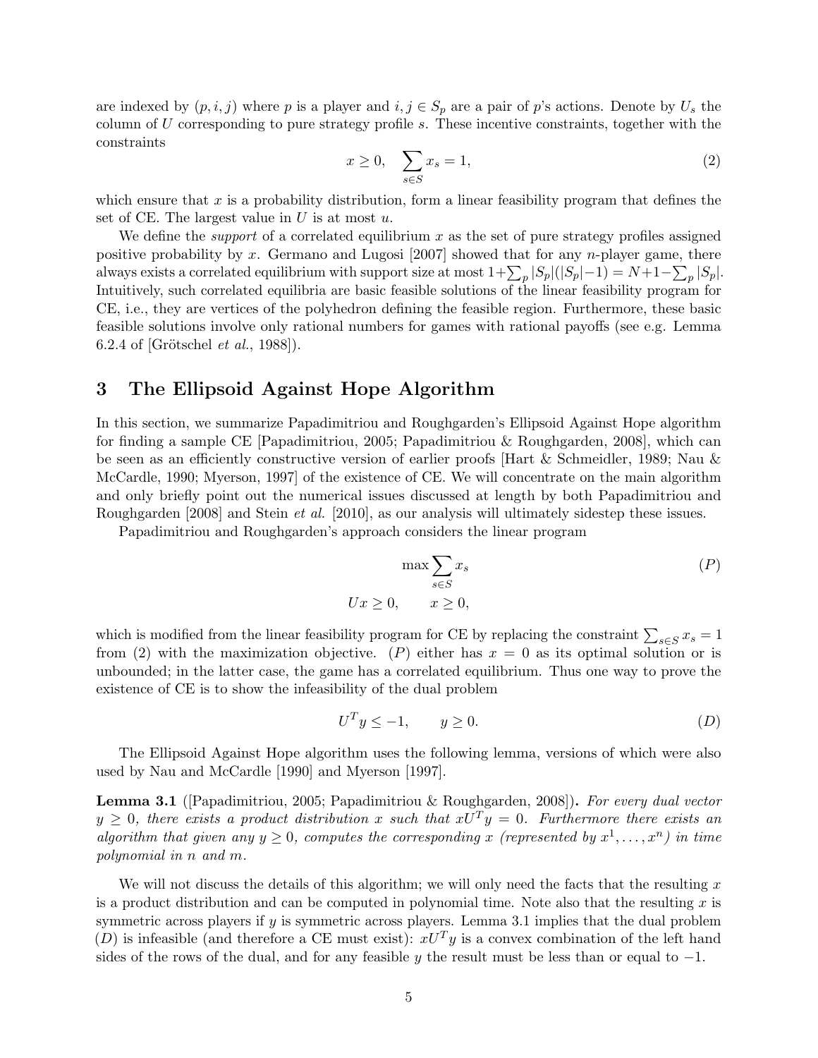are indexed by $(p, i, j)$ where $p$ is a player and $i, j \in S_p$ are a pair of $p$'s actions. Denote by $U_s$ the column of $U$ corresponding to pure strategy profile $s$. These incentive constraints, together with the constraints

$$x \geq 0, \quad \sum_{s \in S} x_s = 1, \tag{2}$$

which ensure that $x$ is a probability distribution, form a linear feasibility program that defines the set of CE. The largest value in $U$ is at most $u$.

We define the *support* of a correlated equilibrium $x$ as the set of pure strategy profiles assigned positive probability by $x$. Germano and Lugosi [2007] showed that for any $n$-player game, there always exists a correlated equilibrium with support size at most $1+\sum_p |S_p|(|S_p|-1) = N+1-\sum_p |S_p|$. Intuitively, such correlated equilibria are basic feasible solutions of the linear feasibility program for CE, i.e., they are vertices of the polyhedron defining the feasible region. Furthermore, these basic feasible solutions involve only rational numbers for games with rational payoffs (see e.g. Lemma 6.2.4 of [Grötschel *et al.*, 1988]).

## 3 The Ellipsoid Against Hope Algorithm

In this section, we summarize Papadimitriou and Roughgarden's Ellipsoid Against Hope algorithm for finding a sample CE [Papadimitriou, 2005; Papadimitriou & Roughgarden, 2008], which can be seen as an efficiently constructive version of earlier proofs [Hart & Schmeidler, 1989; Nau & McCardle, 1990; Myerson, 1997] of the existence of CE. We will concentrate on the main algorithm and only briefly point out the numerical issues discussed at length by both Papadimitriou and Roughgarden [2008] and Stein *et al.* [2010], as our analysis will ultimately sidestep these issues.

Papadimitriou and Roughgarden's approach considers the linear program

$$\max \sum_{s \in S} x_s \tag{$P$}$$
$$Ux \geq 0, \qquad x \geq 0,$$

which is modified from the linear feasibility program for CE by replacing the constraint $\sum_{s \in S} x_s = 1$ from (2) with the maximization objective. $(P)$ either has $x = 0$ as its optimal solution or is unbounded; in the latter case, the game has a correlated equilibrium. Thus one way to prove the existence of CE is to show the infeasibility of the dual problem

$$U^T y \leq -1, \qquad y \geq 0. \tag{$D$}$$

The Ellipsoid Against Hope algorithm uses the following lemma, versions of which were also used by Nau and McCardle [1990] and Myerson [1997].

**Lemma 3.1** ([Papadimitriou, 2005; Papadimitriou & Roughgarden, 2008])**.** *For every dual vector $y \geq 0$, there exists a product distribution $x$ such that $xU^T y = 0$. Furthermore there exists an algorithm that given any $y \geq 0$, computes the corresponding $x$ (represented by $x^1, \ldots, x^n$) in time polynomial in $n$ and $m$.*

We will not discuss the details of this algorithm; we will only need the facts that the resulting $x$ is a product distribution and can be computed in polynomial time. Note also that the resulting $x$ is symmetric across players if $y$ is symmetric across players. Lemma 3.1 implies that the dual problem $(D)$ is infeasible (and therefore a CE must exist): $xU^T y$ is a convex combination of the left hand sides of the rows of the dual, and for any feasible $y$ the result must be less than or equal to $-1$.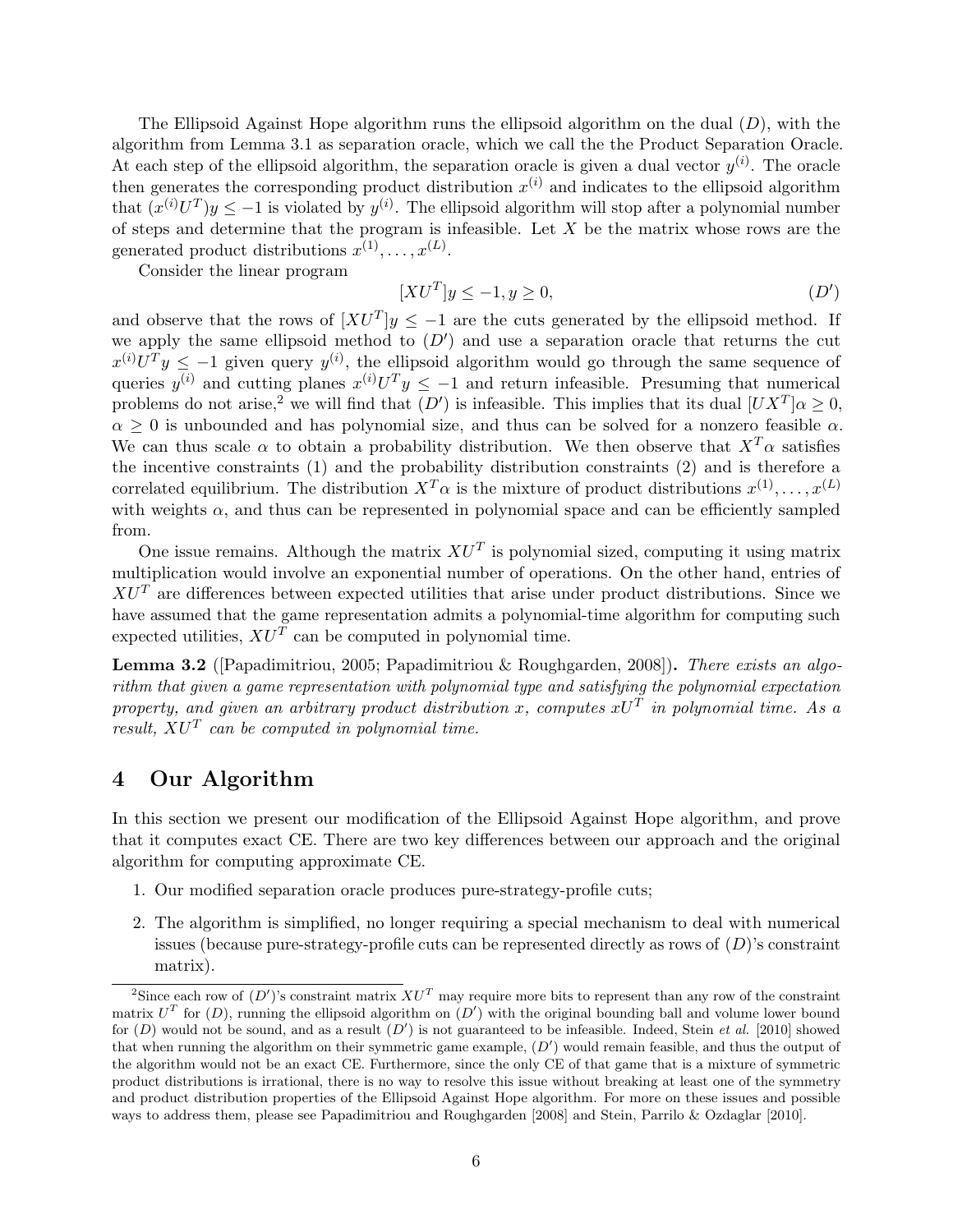The Ellipsoid Against Hope algorithm runs the ellipsoid algorithm on the dual $(D)$, with the algorithm from Lemma 3.1 as separation oracle, which we call the the Product Separation Oracle. At each step of the ellipsoid algorithm, the separation oracle is given a dual vector $y^{(i)}$. The oracle then generates the corresponding product distribution $x^{(i)}$ and indicates to the ellipsoid algorithm that $(x^{(i)}U^T)y \leq -1$ is violated by $y^{(i)}$. The ellipsoid algorithm will stop after a polynomial number of steps and determine that the program is infeasible. Let $X$ be the matrix whose rows are the generated product distributions $x^{(1)}, \ldots, x^{(L)}$.

Consider the linear program

$$[XU^T]y \leq -1, y \geq 0, \tag{$D'$}$$

and observe that the rows of $[XU^T]y \leq -1$ are the cuts generated by the ellipsoid method. If we apply the same ellipsoid method to $(D')$ and use a separation oracle that returns the cut $x^{(i)}U^T y \leq -1$ given query $y^{(i)}$, the ellipsoid algorithm would go through the same sequence of queries $y^{(i)}$ and cutting planes $x^{(i)}U^T y \leq -1$ and return infeasible. Presuming that numerical problems do not arise,[2] we will find that $(D')$ is infeasible. This implies that its dual $[UX^T]\alpha \geq 0$, $\alpha \geq 0$ is unbounded and has polynomial size, and thus can be solved for a nonzero feasible $\alpha$. We can thus scale $\alpha$ to obtain a probability distribution. We then observe that $X^T\alpha$ satisfies the incentive constraints (1) and the probability distribution constraints (2) and is therefore a correlated equilibrium. The distribution $X^T\alpha$ is the mixture of product distributions $x^{(1)}, \ldots, x^{(L)}$ with weights $\alpha$, and thus can be represented in polynomial space and can be efficiently sampled from.

One issue remains. Although the matrix $XU^T$ is polynomial sized, computing it using matrix multiplication would involve an exponential number of operations. On the other hand, entries of $XU^T$ are differences between expected utilities that arise under product distributions. Since we have assumed that the game representation admits a polynomial-time algorithm for computing such expected utilities, $XU^T$ can be computed in polynomial time.

**Lemma 3.2** ([Papadimitriou, 2005; Papadimitriou & Roughgarden, 2008])**.** *There exists an algorithm that given a game representation with polynomial type and satisfying the polynomial expectation property, and given an arbitrary product distribution $x$, computes $xU^T$ in polynomial time. As a result, $XU^T$ can be computed in polynomial time.*

# 4 Our Algorithm

In this section we present our modification of the Ellipsoid Against Hope algorithm, and prove that it computes exact CE. There are two key differences between our approach and the original algorithm for computing approximate CE.

1. Our modified separation oracle produces pure-strategy-profile cuts;
2. The algorithm is simplified, no longer requiring a special mechanism to deal with numerical issues (because pure-strategy-profile cuts can be represented directly as rows of $(D)$'s constraint matrix).

[2] Since each row of $(D')$'s constraint matrix $XU^T$ may require more bits to represent than any row of the constraint matrix $U^T$ for $(D)$, running the ellipsoid algorithm on $(D')$ with the original bounding ball and volume lower bound for $(D)$ would not be sound, and as a result $(D')$ is not guaranteed to be infeasible. Indeed, Stein *et al.* [2010] showed that when running the algorithm on their symmetric game example, $(D')$ would remain feasible, and thus the output of the algorithm would not be an exact CE. Furthermore, since the only CE of that game that is a mixture of symmetric product distributions is irrational, there is no way to resolve this issue without breaking at least one of the symmetry and product distribution properties of the Ellipsoid Against Hope algorithm. For more on these issues and possible ways to address them, please see Papadimitriou and Roughgarden [2008] and Stein, Parrilo & Ozdaglar [2010].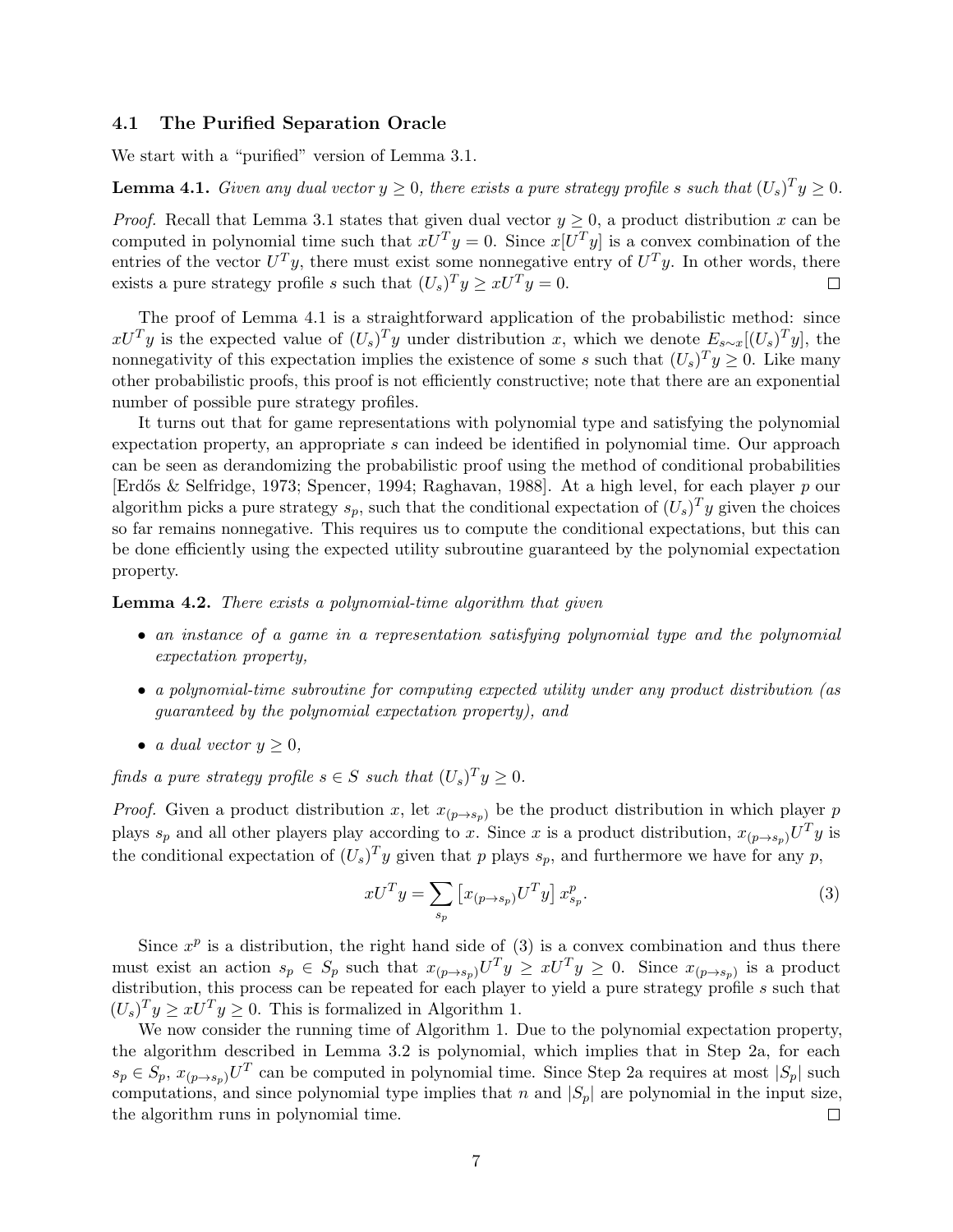### 4.1 The Purified Separation Oracle

We start with a "purified" version of Lemma 3.1.

**Lemma 4.1.** *Given any dual vector $y \geq 0$, there exists a pure strategy profile $s$ such that $(U_s)^T y \geq 0$.*

*Proof.* Recall that Lemma 3.1 states that given dual vector $y \geq 0$, a product distribution $x$ can be computed in polynomial time such that $xU^T y = 0$. Since $x[U^T y]$ is a convex combination of the entries of the vector $U^T y$, there must exist some nonnegative entry of $U^T y$. In other words, there exists a pure strategy profile $s$ such that $(U_s)^T y \geq xU^T y = 0$. □

The proof of Lemma 4.1 is a straightforward application of the probabilistic method: since $xU^T y$ is the expected value of $(U_s)^T y$ under distribution $x$, which we denote $E_{s \sim x}[(U_s)^T y]$, the nonnegativity of this expectation implies the existence of some $s$ such that $(U_s)^T y \geq 0$. Like many other probabilistic proofs, this proof is not efficiently constructive; note that there are an exponential number of possible pure strategy profiles.

It turns out that for game representations with polynomial type and satisfying the polynomial expectation property, an appropriate $s$ can indeed be identified in polynomial time. Our approach can be seen as derandomizing the probabilistic proof using the method of conditional probabilities [Erdős & Selfridge, 1973; Spencer, 1994; Raghavan, 1988]. At a high level, for each player $p$ our algorithm picks a pure strategy $s_p$, such that the conditional expectation of $(U_s)^T y$ given the choices so far remains nonnegative. This requires us to compute the conditional expectations, but this can be done efficiently using the expected utility subroutine guaranteed by the polynomial expectation property.

**Lemma 4.2.** *There exists a polynomial-time algorithm that given*

- *an instance of a game in a representation satisfying polynomial type and the polynomial expectation property,*
- *a polynomial-time subroutine for computing expected utility under any product distribution (as guaranteed by the polynomial expectation property), and*
- *a dual vector $y \geq 0$,*

*finds a pure strategy profile $s \in S$ such that $(U_s)^T y \geq 0$.*

*Proof.* Given a product distribution $x$, let $x_{(p \to s_p)}$ be the product distribution in which player $p$ plays $s_p$ and all other players play according to $x$. Since $x$ is a product distribution, $x_{(p \to s_p)} U^T y$ is the conditional expectation of $(U_s)^T y$ given that $p$ plays $s_p$, and furthermore we have for any $p$,

$$xU^T y = \sum_{s_p} \left[ x_{(p \to s_p)} U^T y \right] x^p_{s_p}. \tag{3}$$

Since $x^p$ is a distribution, the right hand side of (3) is a convex combination and thus there must exist an action $s_p \in S_p$ such that $x_{(p \to s_p)} U^T y \geq xU^T y \geq 0$. Since $x_{(p \to s_p)}$ is a product distribution, this process can be repeated for each player to yield a pure strategy profile $s$ such that $(U_s)^T y \geq xU^T y \geq 0$. This is formalized in Algorithm 1.

We now consider the running time of Algorithm 1. Due to the polynomial expectation property, the algorithm described in Lemma 3.2 is polynomial, which implies that in Step 2a, for each $s_p \in S_p$, $x_{(p \to s_p)} U^T$ can be computed in polynomial time. Since Step 2a requires at most $|S_p|$ such computations, and since polynomial type implies that $n$ and $|S_p|$ are polynomial in the input size, the algorithm runs in polynomial time. □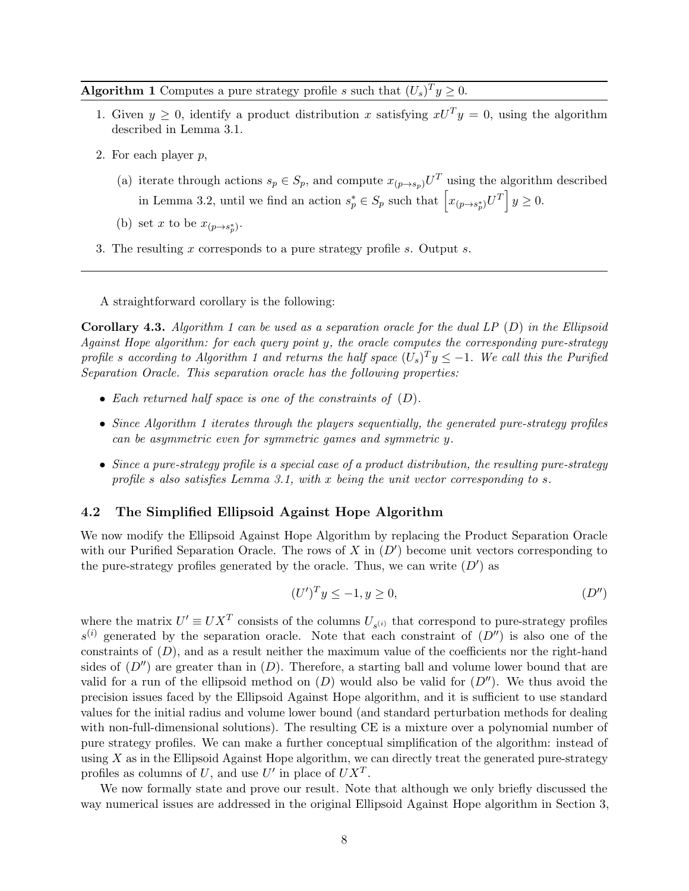**Algorithm 1** Computes a pure strategy profile $s$ such that $(U_s)^T y \geq 0$.

1. Given $y \geq 0$, identify a product distribution $x$ satisfying $xU^T y = 0$, using the algorithm described in Lemma 3.1.
2. For each player $p$,
   (a) iterate through actions $s_p \in S_p$, and compute $x_{(p\to s_p)}U^T$ using the algorithm described in Lemma 3.2, until we find an action $s_p^* \in S_p$ such that $\left[x_{(p\to s_p^*)}U^T\right] y \geq 0$.
   (b) set $x$ to be $x_{(p\to s_p^*)}$.
3. The resulting $x$ corresponds to a pure strategy profile $s$. Output $s$.

A straightforward corollary is the following:

**Corollary 4.3.** *Algorithm 1 can be used as a separation oracle for the dual LP $(D)$ in the Ellipsoid Against Hope algorithm: for each query point $y$, the oracle computes the corresponding pure-strategy profile $s$ according to Algorithm 1 and returns the half space $(U_s)^T y \leq -1$. We call this the Purified Separation Oracle. This separation oracle has the following properties:*

- *Each returned half space is one of the constraints of $(D)$.*
- *Since Algorithm 1 iterates through the players sequentially, the generated pure-strategy profiles can be asymmetric even for symmetric games and symmetric $y$.*
- *Since a pure-strategy profile is a special case of a product distribution, the resulting pure-strategy profile $s$ also satisfies Lemma 3.1, with $x$ being the unit vector corresponding to $s$.*

### 4.2 The Simplified Ellipsoid Against Hope Algorithm

We now modify the Ellipsoid Against Hope Algorithm by replacing the Product Separation Oracle with our Purified Separation Oracle. The rows of $X$ in $(D')$ become unit vectors corresponding to the pure-strategy profiles generated by the oracle. Thus, we can write $(D')$ as

$$(U')^T y \leq -1, y \geq 0, \qquad (D'')$$

where the matrix $U' \equiv UX^T$ consists of the columns $U_{s^{(i)}}$ that correspond to pure-strategy profiles $s^{(i)}$ generated by the separation oracle. Note that each constraint of $(D'')$ is also one of the constraints of $(D)$, and as a result neither the maximum value of the coefficients nor the right-hand sides of $(D'')$ are greater than in $(D)$. Therefore, a starting ball and volume lower bound that are valid for a run of the ellipsoid method on $(D)$ would also be valid for $(D'')$. We thus avoid the precision issues faced by the Ellipsoid Against Hope algorithm, and it is sufficient to use standard values for the initial radius and volume lower bound (and standard perturbation methods for dealing with non-full-dimensional solutions). The resulting CE is a mixture over a polynomial number of pure strategy profiles. We can make a further conceptual simplification of the algorithm: instead of using $X$ as in the Ellipsoid Against Hope algorithm, we can directly treat the generated pure-strategy profiles as columns of $U$, and use $U'$ in place of $UX^T$.

We now formally state and prove our result. Note that although we only briefly discussed the way numerical issues are addressed in the original Ellipsoid Against Hope algorithm in Section 3,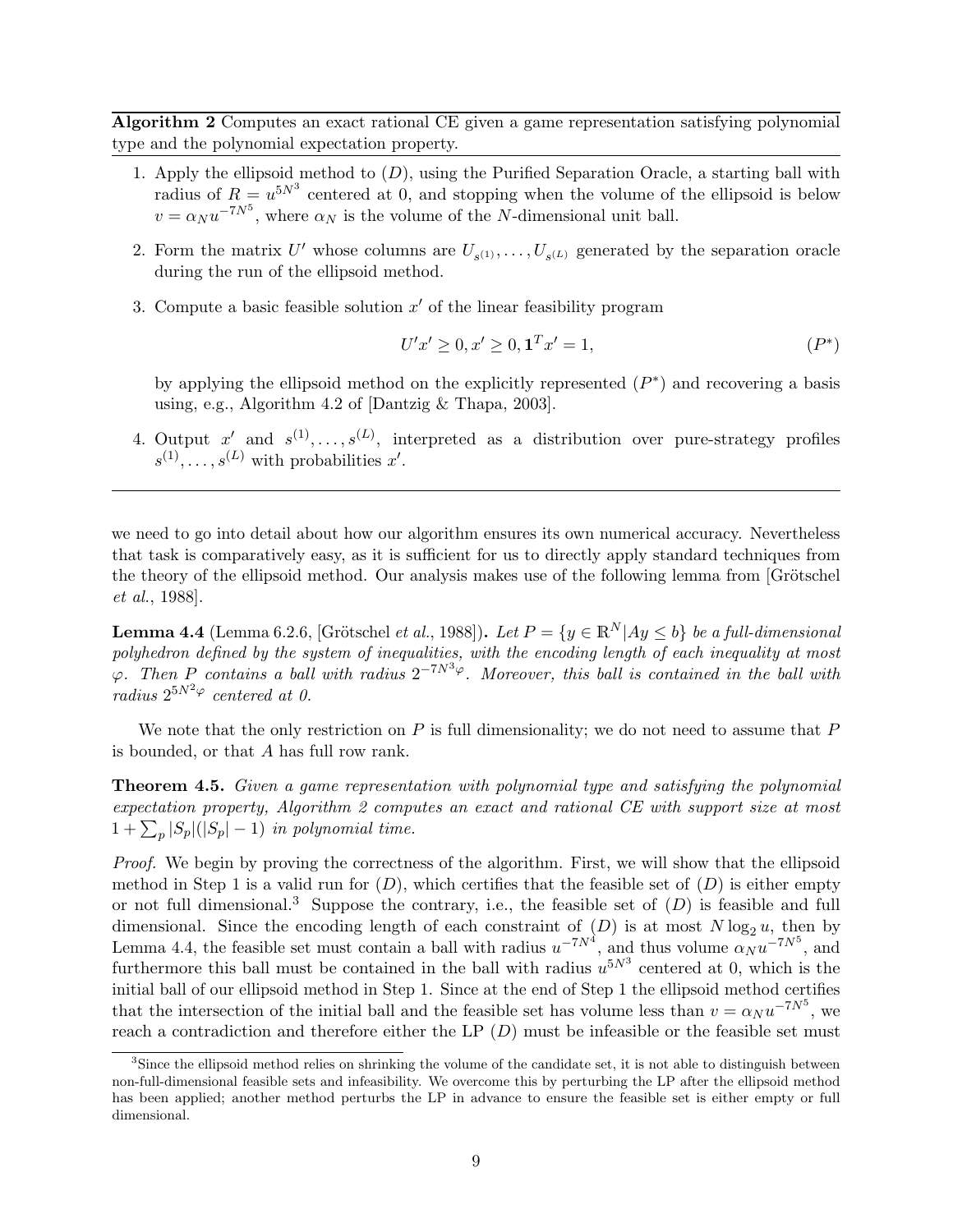**Algorithm 2** Computes an exact rational CE given a game representation satisfying polynomial type and the polynomial expectation property.

1. Apply the ellipsoid method to $(D)$, using the Purified Separation Oracle, a starting ball with radius of $R = u^{5N^3}$ centered at 0, and stopping when the volume of the ellipsoid is below $v = \alpha_N u^{-7N^5}$, where $\alpha_N$ is the volume of the $N$-dimensional unit ball.
2. Form the matrix $U'$ whose columns are $U_{s^{(1)}}, \ldots, U_{s^{(L)}}$ generated by the separation oracle during the run of the ellipsoid method.
3. Compute a basic feasible solution $x'$ of the linear feasibility program
$$U'x' \geq 0, x' \geq 0, \mathbf{1}^T x' = 1, \qquad (P^*)$$
by applying the ellipsoid method on the explicitly represented $(P^*)$ and recovering a basis using, e.g., Algorithm 4.2 of [Dantzig & Thapa, 2003].
4. Output $x'$ and $s^{(1)}, \ldots, s^{(L)}$, interpreted as a distribution over pure-strategy profiles $s^{(1)}, \ldots, s^{(L)}$ with probabilities $x'$.

we need to go into detail about how our algorithm ensures its own numerical accuracy. Nevertheless that task is comparatively easy, as it is sufficient for us to directly apply standard techniques from the theory of the ellipsoid method. Our analysis makes use of the following lemma from [Grötschel *et al.*, 1988].

**Lemma 4.4** (Lemma 6.2.6, [Grötschel *et al.*, 1988])**.** *Let $P = \{y \in \mathbb{R}^N | Ay \leq b\}$ be a full-dimensional polyhedron defined by the system of inequalities, with the encoding length of each inequality at most $\varphi$. Then $P$ contains a ball with radius $2^{-7N^3\varphi}$. Moreover, this ball is contained in the ball with radius $2^{5N^2\varphi}$ centered at 0.*

We note that the only restriction on $P$ is full dimensionality; we do not need to assume that $P$ is bounded, or that $A$ has full row rank.

**Theorem 4.5.** *Given a game representation with polynomial type and satisfying the polynomial expectation property, Algorithm 2 computes an exact and rational CE with support size at most $1 + \sum_p |S_p|(|S_p| - 1)$ in polynomial time.*

*Proof.* We begin by proving the correctness of the algorithm. First, we will show that the ellipsoid method in Step 1 is a valid run for $(D)$, which certifies that the feasible set of $(D)$ is either empty or not full dimensional.[3] Suppose the contrary, i.e., the feasible set of $(D)$ is feasible and full dimensional. Since the encoding length of each constraint of $(D)$ is at most $N \log_2 u$, then by Lemma 4.4, the feasible set must contain a ball with radius $u^{-7N^4}$, and thus volume $\alpha_N u^{-7N^5}$, and furthermore this ball must be contained in the ball with radius $u^{5N^3}$ centered at 0, which is the initial ball of our ellipsoid method in Step 1. Since at the end of Step 1 the ellipsoid method certifies that the intersection of the initial ball and the feasible set has volume less than $v = \alpha_N u^{-7N^5}$, we reach a contradiction and therefore either the LP $(D)$ must be infeasible or the feasible set must

[3] Since the ellipsoid method relies on shrinking the volume of the candidate set, it is not able to distinguish between non-full-dimensional feasible sets and infeasibility. We overcome this by perturbing the LP after the ellipsoid method has been applied; another method perturbs the LP in advance to ensure the feasible set is either empty or full dimensional.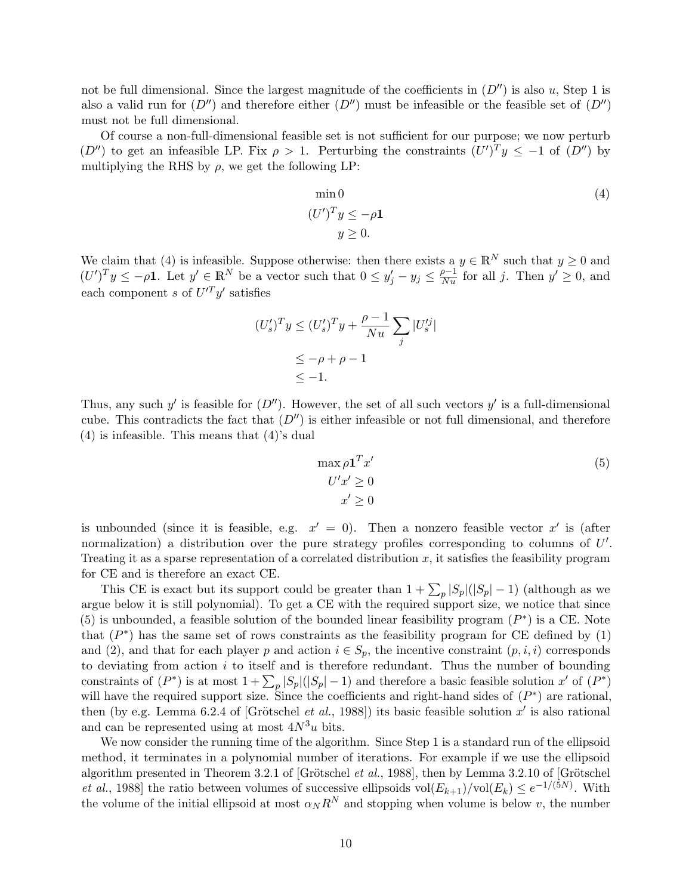not be full dimensional. Since the largest magnitude of the coefficients in $(D'')$ is also $u$, Step 1 is also a valid run for $(D'')$ and therefore either $(D'')$ must be infeasible or the feasible set of $(D'')$ must not be full dimensional.

Of course a non-full-dimensional feasible set is not sufficient for our purpose; we now perturb $(D'')$ to get an infeasible LP. Fix $\rho > 1$. Perturbing the constraints $(U')^T y \leq -1$ of $(D'')$ by multiplying the RHS by $\rho$, we get the following LP:

$$\begin{aligned} &\min 0 \\ &(U')^T y \leq -\rho \mathbf{1} \\ &y \geq 0. \end{aligned} \tag{4}$$

We claim that (4) is infeasible. Suppose otherwise: then there exists a $y \in \mathbb{R}^N$ such that $y \geq 0$ and $(U')^T y \leq -\rho \mathbf{1}$. Let $y' \in \mathbb{R}^N$ be a vector such that $0 \leq y'_j - y_j \leq \frac{\rho - 1}{Nu}$ for all $j$. Then $y' \geq 0$, and each component $s$ of $U'^T y'$ satisfies

$$\begin{aligned} (U'_s)^T y &\leq (U'_s)^T y + \frac{\rho - 1}{Nu} \sum_j |U'^j_s| \\ &\leq -\rho + \rho - 1 \\ &\leq -1. \end{aligned}$$

Thus, any such $y'$ is feasible for $(D'')$. However, the set of all such vectors $y'$ is a full-dimensional cube. This contradicts the fact that $(D'')$ is either infeasible or not full dimensional, and therefore (4) is infeasible. This means that (4)'s dual

$$\begin{aligned} &\max \rho \mathbf{1}^T x' \\ &U' x' \geq 0 \\ &x' \geq 0 \end{aligned} \tag{5}$$

is unbounded (since it is feasible, e.g. $x' = 0$). Then a nonzero feasible vector $x'$ is (after normalization) a distribution over the pure strategy profiles corresponding to columns of $U'$. Treating it as a sparse representation of a correlated distribution $x$, it satisfies the feasibility program for CE and is therefore an exact CE.

This CE is exact but its support could be greater than $1 + \sum_p |S_p|(|S_p| - 1)$ (although as we argue below it is still polynomial). To get a CE with the required support size, we notice that since (5) is unbounded, a feasible solution of the bounded linear feasibility program $(P^*)$ is a CE. Note that $(P^*)$ has the same set of rows constraints as the feasibility program for CE defined by (1) and (2), and that for each player $p$ and action $i \in S_p$, the incentive constraint $(p, i, i)$ corresponds to deviating from action $i$ to itself and is therefore redundant. Thus the number of bounding constraints of $(P^*)$ is at most $1 + \sum_p |S_p|(|S_p| - 1)$ and therefore a basic feasible solution $x'$ of $(P^*)$ will have the required support size. Since the coefficients and right-hand sides of $(P^*)$ are rational, then (by e.g. Lemma 6.2.4 of [Grötschel *et al.*, 1988]) its basic feasible solution $x'$ is also rational and can be represented using at most $4N^3u$ bits.

We now consider the running time of the algorithm. Since Step 1 is a standard run of the ellipsoid method, it terminates in a polynomial number of iterations. For example if we use the ellipsoid algorithm presented in Theorem 3.2.1 of [Grötschel *et al.*, 1988], then by Lemma 3.2.10 of [Grötschel *et al.*, 1988] the ratio between volumes of successive ellipsoids $\text{vol}(E_{k+1})/\text{vol}(E_k) \leq e^{-1/(5N)}$. With the volume of the initial ellipsoid at most $\alpha_N R^N$ and stopping when volume is below $v$, the number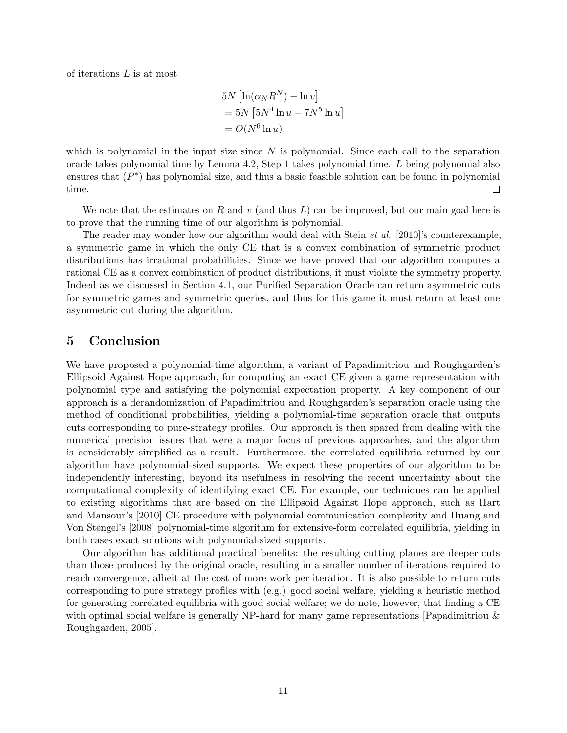of iterations $L$ is at most

$$
\begin{aligned}
&5N\left[\ln(\alpha_N R^N) - \ln v\right] \\
&= 5N\left[5N^4 \ln u + 7N^5 \ln u\right] \\
&= O(N^6 \ln u),
\end{aligned}
$$

which is polynomial in the input size since $N$ is polynomial. Since each call to the separation oracle takes polynomial time by Lemma 4.2, Step 1 takes polynomial time. $L$ being polynomial also ensures that $(P^*)$ has polynomial size, and thus a basic feasible solution can be found in polynomial time. □

We note that the estimates on $R$ and $v$ (and thus $L$) can be improved, but our main goal here is to prove that the running time of our algorithm is polynomial.

The reader may wonder how our algorithm would deal with Stein *et al.* [2010]'s counterexample, a symmetric game in which the only CE that is a convex combination of symmetric product distributions has irrational probabilities. Since we have proved that our algorithm computes a rational CE as a convex combination of product distributions, it must violate the symmetry property. Indeed as we discussed in Section 4.1, our Purified Separation Oracle can return asymmetric cuts for symmetric games and symmetric queries, and thus for this game it must return at least one asymmetric cut during the algorithm.

# 5 Conclusion

We have proposed a polynomial-time algorithm, a variant of Papadimitriou and Roughgarden's Ellipsoid Against Hope approach, for computing an exact CE given a game representation with polynomial type and satisfying the polynomial expectation property. A key component of our approach is a derandomization of Papadimitriou and Roughgarden's separation oracle using the method of conditional probabilities, yielding a polynomial-time separation oracle that outputs cuts corresponding to pure-strategy profiles. Our approach is then spared from dealing with the numerical precision issues that were a major focus of previous approaches, and the algorithm is considerably simplified as a result. Furthermore, the correlated equilibria returned by our algorithm have polynomial-sized supports. We expect these properties of our algorithm to be independently interesting, beyond its usefulness in resolving the recent uncertainty about the computational complexity of identifying exact CE. For example, our techniques can be applied to existing algorithms that are based on the Ellipsoid Against Hope approach, such as Hart and Mansour's [2010] CE procedure with polynomial communication complexity and Huang and Von Stengel's [2008] polynomial-time algorithm for extensive-form correlated equilibria, yielding in both cases exact solutions with polynomial-sized supports.

Our algorithm has additional practical benefits: the resulting cutting planes are deeper cuts than those produced by the original oracle, resulting in a smaller number of iterations required to reach convergence, albeit at the cost of more work per iteration. It is also possible to return cuts corresponding to pure strategy profiles with (e.g.) good social welfare, yielding a heuristic method for generating correlated equilibria with good social welfare; we do note, however, that finding a CE with optimal social welfare is generally NP-hard for many game representations [Papadimitriou & Roughgarden, 2005].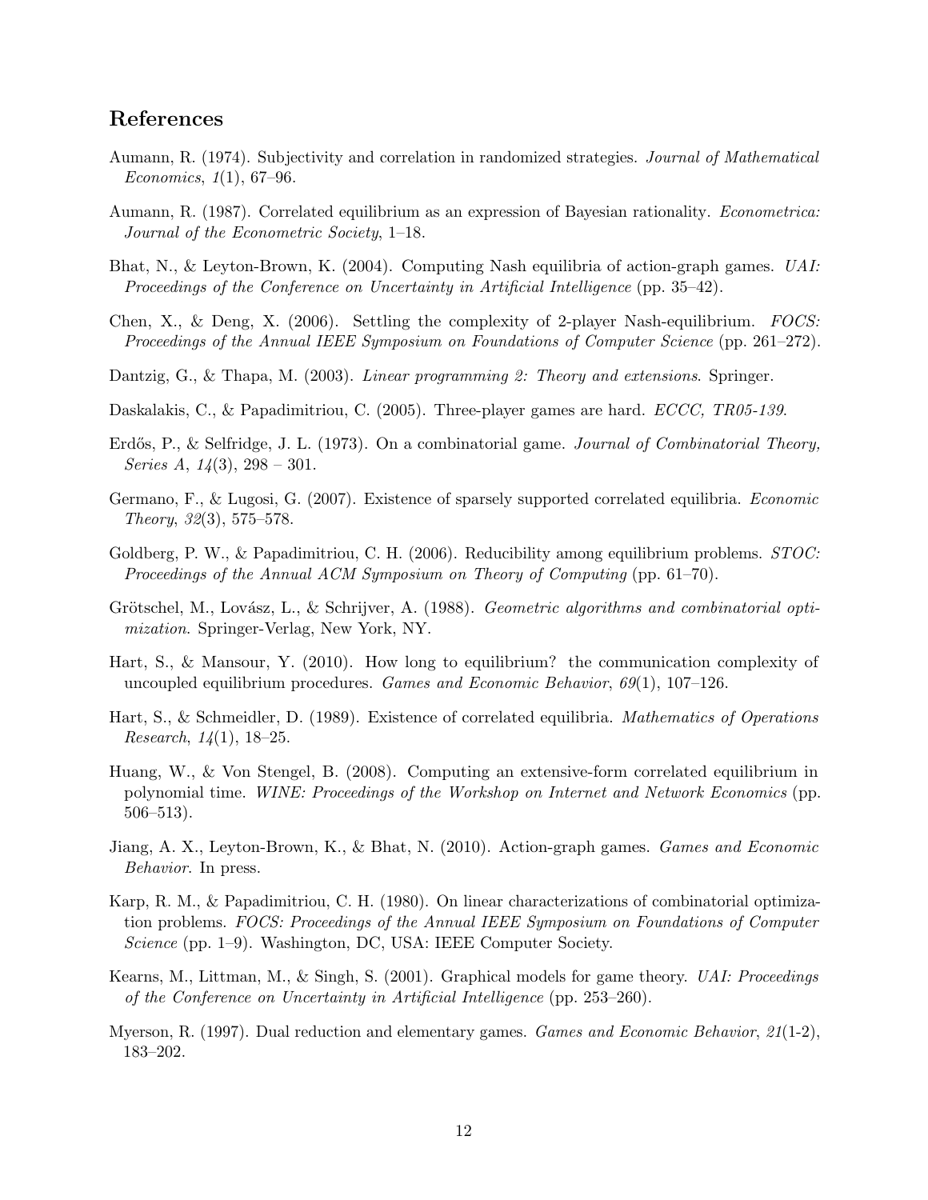## References

Aumann, R. (1974). Subjectivity and correlation in randomized strategies. *Journal of Mathematical Economics*, *1*(1), 67–96.

Aumann, R. (1987). Correlated equilibrium as an expression of Bayesian rationality. *Econometrica: Journal of the Econometric Society*, 1–18.

Bhat, N., & Leyton-Brown, K. (2004). Computing Nash equilibria of action-graph games. *UAI: Proceedings of the Conference on Uncertainty in Artificial Intelligence* (pp. 35–42).

Chen, X., & Deng, X. (2006). Settling the complexity of 2-player Nash-equilibrium. *FOCS: Proceedings of the Annual IEEE Symposium on Foundations of Computer Science* (pp. 261–272).

Dantzig, G., & Thapa, M. (2003). *Linear programming 2: Theory and extensions*. Springer.

Daskalakis, C., & Papadimitriou, C. (2005). Three-player games are hard. *ECCC, TR05-139*.

Erdős, P., & Selfridge, J. L. (1973). On a combinatorial game. *Journal of Combinatorial Theory, Series A*, *14*(3), 298 – 301.

Germano, F., & Lugosi, G. (2007). Existence of sparsely supported correlated equilibria. *Economic Theory*, *32*(3), 575–578.

Goldberg, P. W., & Papadimitriou, C. H. (2006). Reducibility among equilibrium problems. *STOC: Proceedings of the Annual ACM Symposium on Theory of Computing* (pp. 61–70).

Grötschel, M., Lovász, L., & Schrijver, A. (1988). *Geometric algorithms and combinatorial optimization*. Springer-Verlag, New York, NY.

Hart, S., & Mansour, Y. (2010). How long to equilibrium? the communication complexity of uncoupled equilibrium procedures. *Games and Economic Behavior*, *69*(1), 107–126.

Hart, S., & Schmeidler, D. (1989). Existence of correlated equilibria. *Mathematics of Operations Research*, *14*(1), 18–25.

Huang, W., & Von Stengel, B. (2008). Computing an extensive-form correlated equilibrium in polynomial time. *WINE: Proceedings of the Workshop on Internet and Network Economics* (pp. 506–513).

Jiang, A. X., Leyton-Brown, K., & Bhat, N. (2010). Action-graph games. *Games and Economic Behavior*. In press.

Karp, R. M., & Papadimitriou, C. H. (1980). On linear characterizations of combinatorial optimization problems. *FOCS: Proceedings of the Annual IEEE Symposium on Foundations of Computer Science* (pp. 1–9). Washington, DC, USA: IEEE Computer Society.

Kearns, M., Littman, M., & Singh, S. (2001). Graphical models for game theory. *UAI: Proceedings of the Conference on Uncertainty in Artificial Intelligence* (pp. 253–260).

Myerson, R. (1997). Dual reduction and elementary games. *Games and Economic Behavior*, *21*(1-2), 183–202.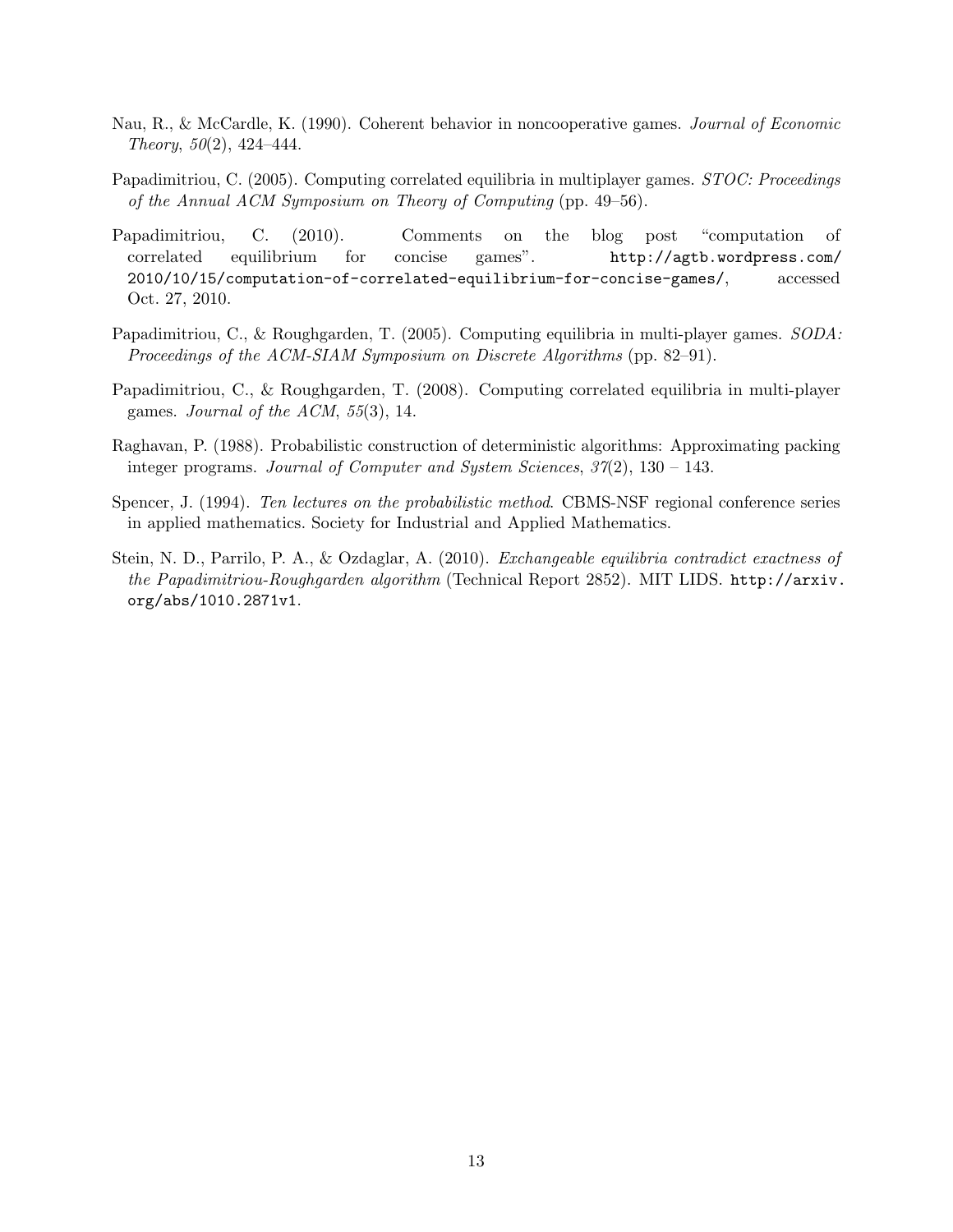Nau, R., & McCardle, K. (1990). Coherent behavior in noncooperative games. *Journal of Economic Theory*, *50*(2), 424–444.

Papadimitriou, C. (2005). Computing correlated equilibria in multiplayer games. *STOC: Proceedings of the Annual ACM Symposium on Theory of Computing* (pp. 49–56).

Papadimitriou, C. (2010). Comments on the blog post "computation of correlated equilibrium for concise games". `http://agtb.wordpress.com/2010/10/15/computation-of-correlated-equilibrium-for-concise-games/`, accessed Oct. 27, 2010.

Papadimitriou, C., & Roughgarden, T. (2005). Computing equilibria in multi-player games. *SODA: Proceedings of the ACM-SIAM Symposium on Discrete Algorithms* (pp. 82–91).

Papadimitriou, C., & Roughgarden, T. (2008). Computing correlated equilibria in multi-player games. *Journal of the ACM*, *55*(3), 14.

Raghavan, P. (1988). Probabilistic construction of deterministic algorithms: Approximating packing integer programs. *Journal of Computer and System Sciences*, *37*(2), 130 – 143.

Spencer, J. (1994). *Ten lectures on the probabilistic method*. CBMS-NSF regional conference series in applied mathematics. Society for Industrial and Applied Mathematics.

Stein, N. D., Parrilo, P. A., & Ozdaglar, A. (2010). *Exchangeable equilibria contradict exactness of the Papadimitriou-Roughgarden algorithm* (Technical Report 2852). MIT LIDS. `http://arxiv.org/abs/1010.2871v1`.